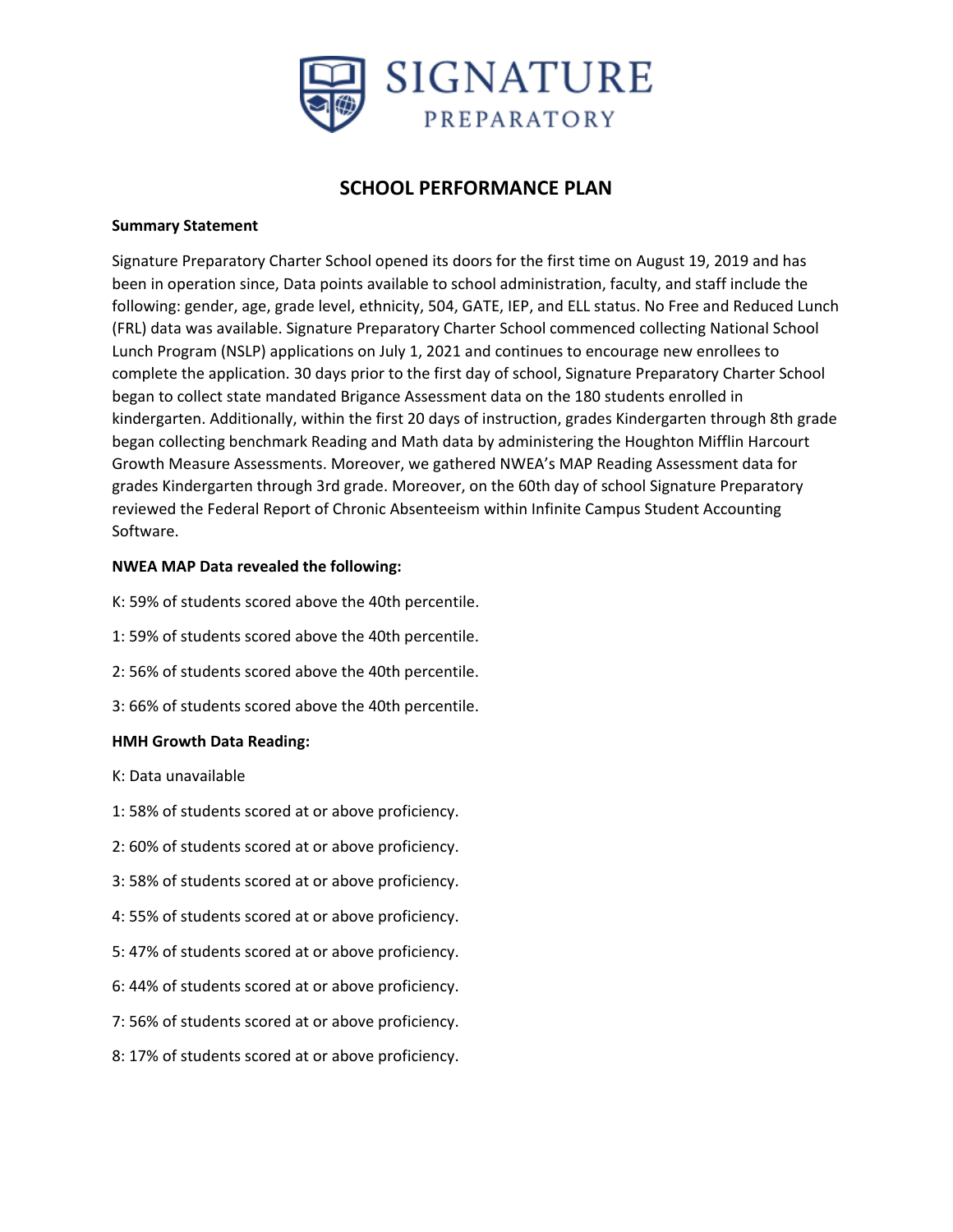# SIGNATURE PREPARATORY

## SCHOOL PERFORMANCE PLAN

**Summary Statement**

Signature Preparatory Charter School opened its doors for the first time on August 19, 2019 and has been in operation since, Data points available to school administration, faculty, and staff include the following: gender, age, grade level, ethnicity, 504, GATE, IEP, and ELL status. No Free and Reduced Lunch (FRL) data was available. Signature Preparatory Charter School commenced collecting National School Lunch Program (NSLP) applications on July 1, 2021 and continues to encourage new enrollees to complete the application. 30 days prior to the first day of school, Signature Preparatory Charter School began to collect state mandated Brigance Assessment data on the 180 students enrolled in kindergarten. Additionally, within the first 20 days of instruction, grades Kindergarten through 8th grade began collecting benchmark Reading and Math data by administering the Houghton Mifflin Harcourt Growth Measure Assessments. Moreover, we gathered NWEA's MAP Reading Assessment data for grades Kindergarten through 3rd grade. Moreover, on the 60th day of school Signature Preparatory reviewed the Federal Report of Chronic Absenteeism within Infinite Campus Student Accounting Software.

**NWEA MAP Data revealed the following:**

K: 59% of students scored above the 40th percentile.

1: 59% of students scored above the 40th percentile.

2: 56% of students scored above the 40th percentile.

3: 66% of students scored above the 40th percentile.

**HMH Growth Data Reading:**

K: Data unavailable

1: 58% of students scored at or above proficiency.

2: 60% of students scored at or above proficiency.

3: 58% of students scored at or above proficiency.

4: 55% of students scored at or above proficiency.

5: 47% of students scored at or above proficiency.

6: 44% of students scored at or above proficiency.

7: 56% of students scored at or above proficiency.

8: 17% of students scored at or above proficiency.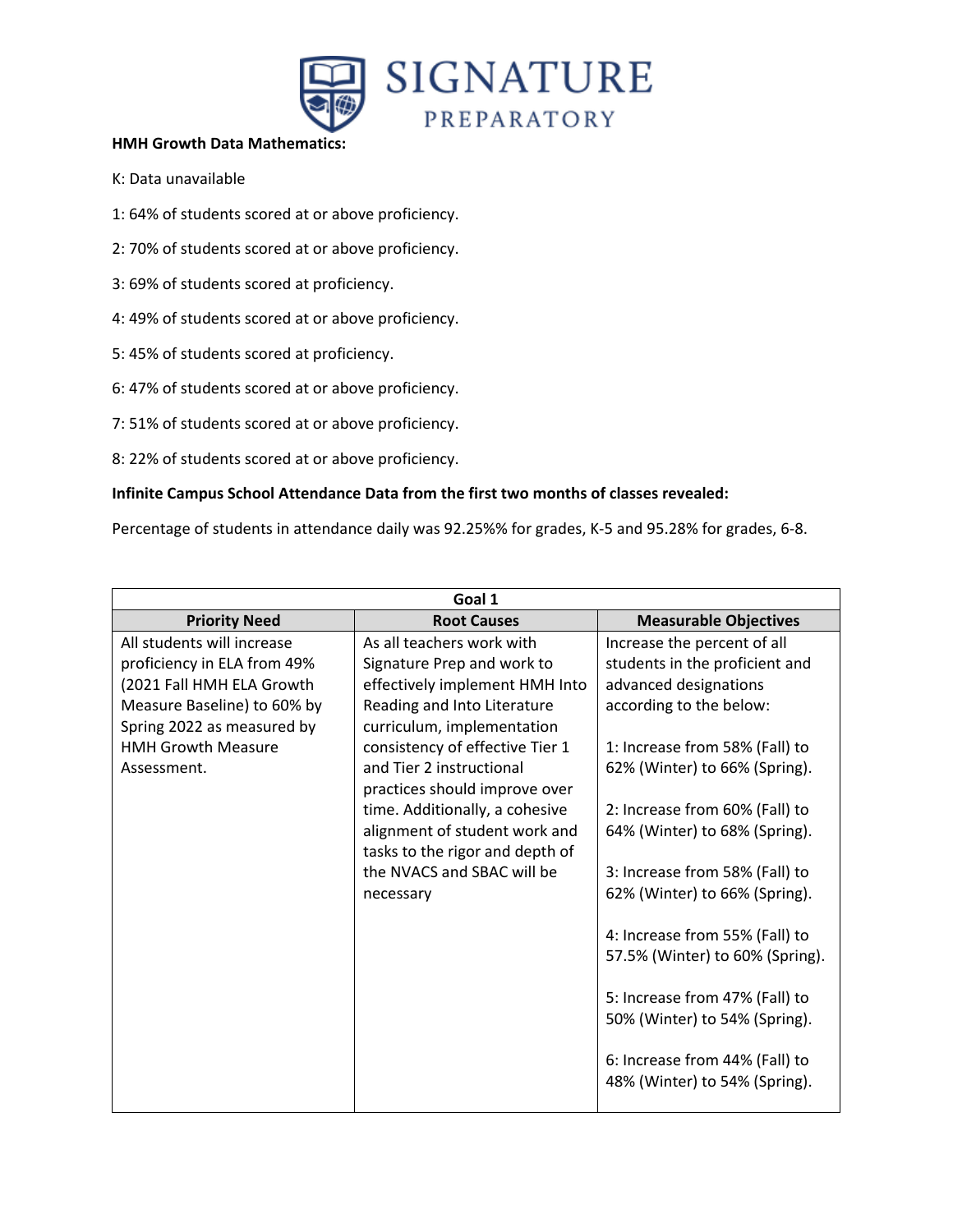**HMH Growth Data Mathematics:**

K: Data unavailable

1: 64% of students scored at or above proficiency.

2: 70% of students scored at or above proficiency.

3: 69% of students scored at proficiency.

4: 49% of students scored at or above proficiency.

5: 45% of students scored at proficiency.

6: 47% of students scored at or above proficiency.

7: 51% of students scored at or above proficiency.

8: 22% of students scored at or above proficiency.

**Infinite Campus School Attendance Data from the first two months of classes revealed:**

Percentage of students in attendance daily was 92.25%% for grades, K-5 and 95.28% for grades, 6-8.

| Goal 1 | | |
|---|---|---|
| **Priority Need** | **Root Causes** | **Measurable Objectives** |
| All students will increase proficiency in ELA from 49% (2021 Fall HMH ELA Growth Measure Baseline) to 60% by Spring 2022 as measured by HMH Growth Measure Assessment. | As all teachers work with Signature Prep and work to effectively implement HMH Into Reading and Into Literature curriculum, implementation consistency of effective Tier 1 and Tier 2 instructional practices should improve over time. Additionally, a cohesive alignment of student work and tasks to the rigor and depth of the NVACS and SBAC will be necessary | Increase the percent of all students in the proficient and advanced designations according to the below:<br><br>1: Increase from 58% (Fall) to 62% (Winter) to 66% (Spring).<br><br>2: Increase from 60% (Fall) to 64% (Winter) to 68% (Spring).<br><br>3: Increase from 58% (Fall) to 62% (Winter) to 66% (Spring).<br><br>4: Increase from 55% (Fall) to 57.5% (Winter) to 60% (Spring).<br><br>5: Increase from 47% (Fall) to 50% (Winter) to 54% (Spring).<br><br>6: Increase from 44% (Fall) to 48% (Winter) to 54% (Spring). |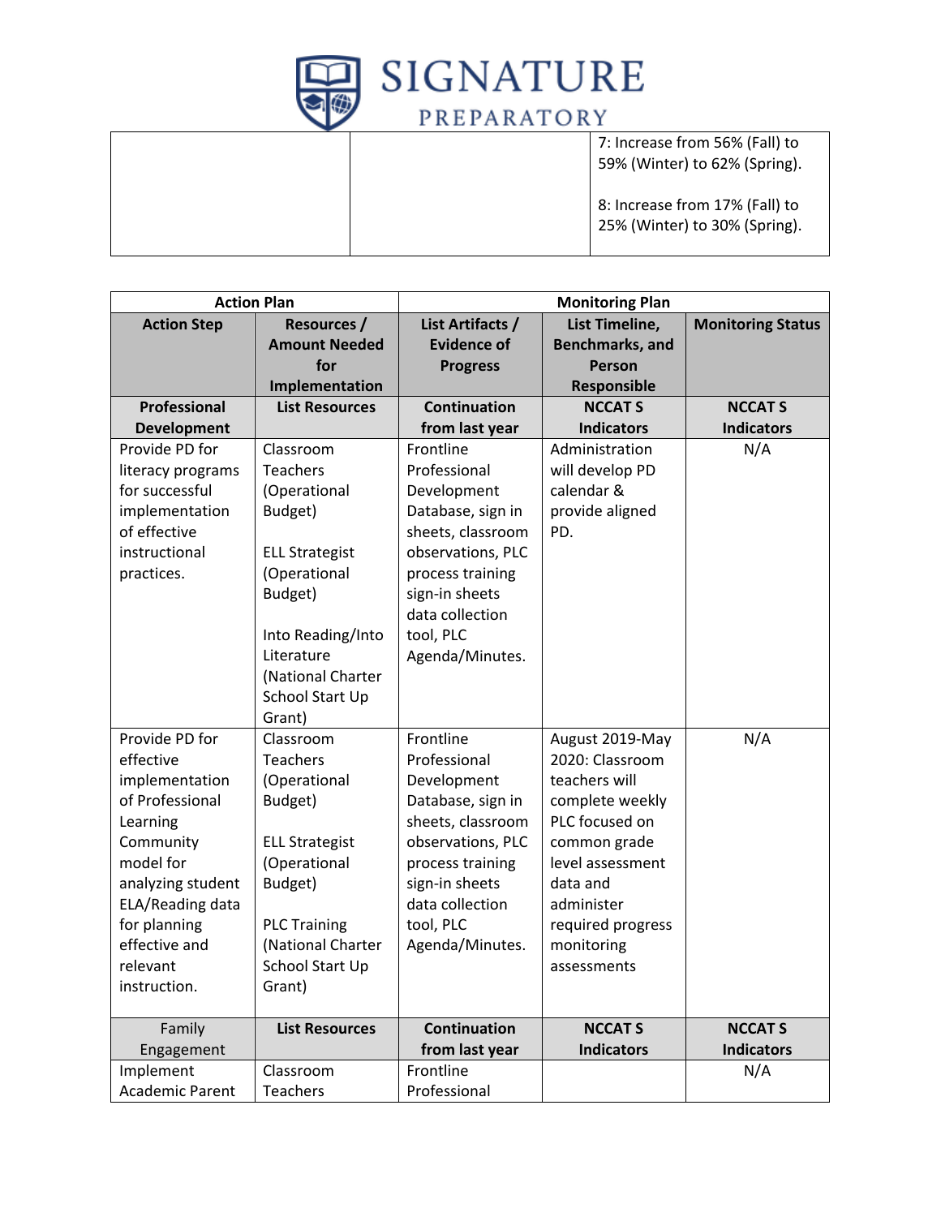| | | |
|---|---|---|
| | | 7: Increase from 56% (Fall) to 59% (Winter) to 62% (Spring).<br><br>8: Increase from 17% (Fall) to 25% (Winter) to 30% (Spring). |

| Action Plan | | Monitoring Plan | | |
|---|---|---|---|---|
| **Action Step** | **Resources / Amount Needed for Implementation** | **List Artifacts / Evidence of Progress** | **List Timeline, Benchmarks, and Person Responsible** | **Monitoring Status** |
| **Professional Development** | **List Resources** | **Continuation from last year** | **NCCAT S Indicators** | **NCCAT S Indicators** |
| Provide PD for literacy programs for successful implementation of effective instructional practices. | Classroom Teachers (Operational Budget)<br><br>ELL Strategist (Operational Budget)<br><br>Into Reading/Into Literature (National Charter School Start Up Grant) | Frontline Professional Development Database, sign in sheets, classroom observations, PLC process training sign-in sheets data collection tool, PLC Agenda/Minutes. | Administration will develop PD calendar & provide aligned PD. | N/A |
| Provide PD for effective implementation of Professional Learning Community model for analyzing student ELA/Reading data for planning effective and relevant instruction. | Classroom Teachers (Operational Budget)<br><br>ELL Strategist (Operational Budget)<br><br>PLC Training (National Charter School Start Up Grant) | Frontline Professional Development Database, sign in sheets, classroom observations, PLC process training sign-in sheets data collection tool, PLC Agenda/Minutes. | August 2019-May 2020: Classroom teachers will complete weekly PLC focused on common grade level assessment data and administer required progress monitoring assessments | N/A |
| Family Engagement | **List Resources** | **Continuation from last year** | **NCCAT S Indicators** | **NCCAT S Indicators** |
| Implement Academic Parent | Classroom Teachers | Frontline Professional | | N/A |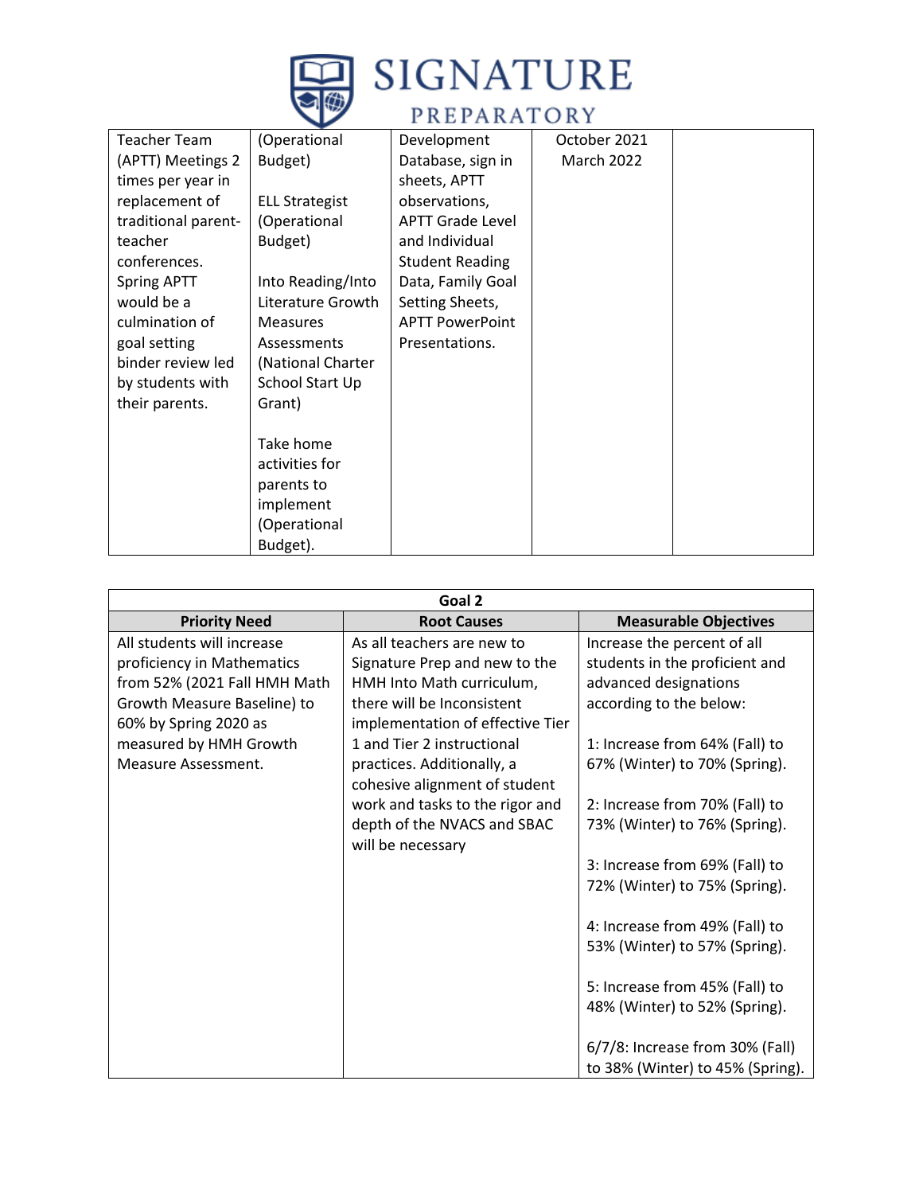| | | | | |
|---|---|---|---|---|
| Teacher Team (APTT) Meetings 2 times per year in replacement of traditional parent-teacher conferences. Spring APTT would be a culmination of goal setting binder review led by students with their parents. | (Operational Budget)<br><br>ELL Strategist (Operational Budget)<br><br>Into Reading/Into Literature Growth Measures Assessments (National Charter School Start Up Grant)<br><br>Take home activities for parents to implement (Operational Budget). | Development Database, sign in sheets, APTT observations, APTT Grade Level and Individual Student Reading Data, Family Goal Setting Sheets, APTT PowerPoint Presentations. | October 2021<br>March 2022 | |

| Goal 2 | | |
|---|---|---|
| **Priority Need** | **Root Causes** | **Measurable Objectives** |
| All students will increase proficiency in Mathematics from 52% (2021 Fall HMH Math Growth Measure Baseline) to 60% by Spring 2020 as measured by HMH Growth Measure Assessment. | As all teachers are new to Signature Prep and new to the HMH Into Math curriculum, there will be Inconsistent implementation of effective Tier 1 and Tier 2 instructional practices. Additionally, a cohesive alignment of student work and tasks to the rigor and depth of the NVACS and SBAC will be necessary | Increase the percent of all students in the proficient and advanced designations according to the below:<br><br>1: Increase from 64% (Fall) to 67% (Winter) to 70% (Spring).<br><br>2: Increase from 70% (Fall) to 73% (Winter) to 76% (Spring).<br><br>3: Increase from 69% (Fall) to 72% (Winter) to 75% (Spring).<br><br>4: Increase from 49% (Fall) to 53% (Winter) to 57% (Spring).<br><br>5: Increase from 45% (Fall) to 48% (Winter) to 52% (Spring).<br><br>6/7/8: Increase from 30% (Fall) to 38% (Winter) to 45% (Spring). |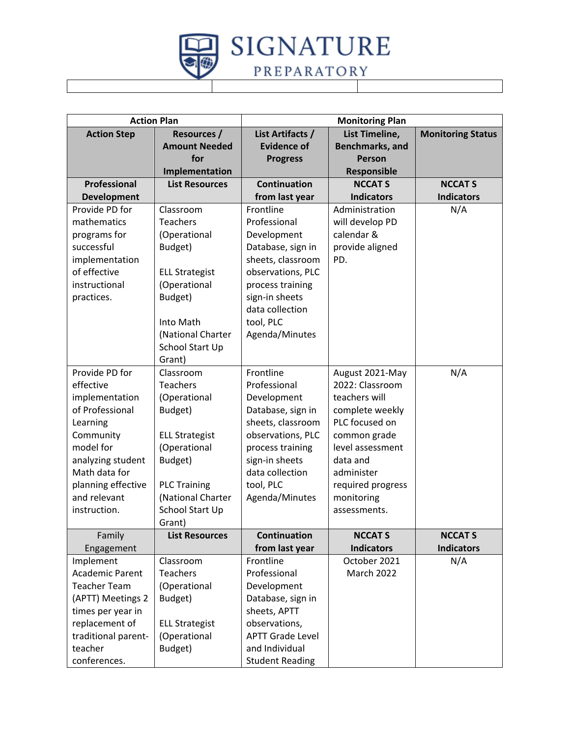| Action Plan | | Monitoring Plan | | |
|---|---|---|---|---|
| **Action Step** | **Resources / Amount Needed for Implementation** | **List Artifacts / Evidence of Progress** | **List Timeline, Benchmarks, and Person Responsible** | **Monitoring Status** |
| **Professional Development** | **List Resources** | **Continuation from last year** | **NCCAT S Indicators** | **NCCAT S Indicators** |
| Provide PD for mathematics programs for successful implementation of effective instructional practices. | Classroom Teachers (Operational Budget)<br><br>ELL Strategist (Operational Budget)<br><br>Into Math (National Charter School Start Up Grant) | Frontline Professional Development Database, sign in sheets, classroom observations, PLC process training sign-in sheets data collection tool, PLC Agenda/Minutes | Administration will develop PD calendar & provide aligned PD. | N/A |
| Provide PD for effective implementation of Professional Learning Community model for analyzing student Math data for planning effective and relevant instruction. | Classroom Teachers (Operational Budget)<br><br>ELL Strategist (Operational Budget)<br><br>PLC Training (National Charter School Start Up Grant) | Frontline Professional Development Database, sign in sheets, classroom observations, PLC process training sign-in sheets data collection tool, PLC Agenda/Minutes | August 2021-May 2022: Classroom teachers will complete weekly PLC focused on common grade level assessment data and administer required progress monitoring assessments. | N/A |
| Family Engagement | **List Resources** | **Continuation from last year** | **NCCAT S Indicators** | **NCCAT S Indicators** |
| Implement Academic Parent Teacher Team (APTT) Meetings 2 times per year in replacement of traditional parent-teacher conferences. | Classroom Teachers (Operational Budget)<br><br>ELL Strategist (Operational Budget) | Frontline Professional Development Database, sign in sheets, APTT observations, APTT Grade Level and Individual Student Reading | October 2021<br>March 2022 | N/A |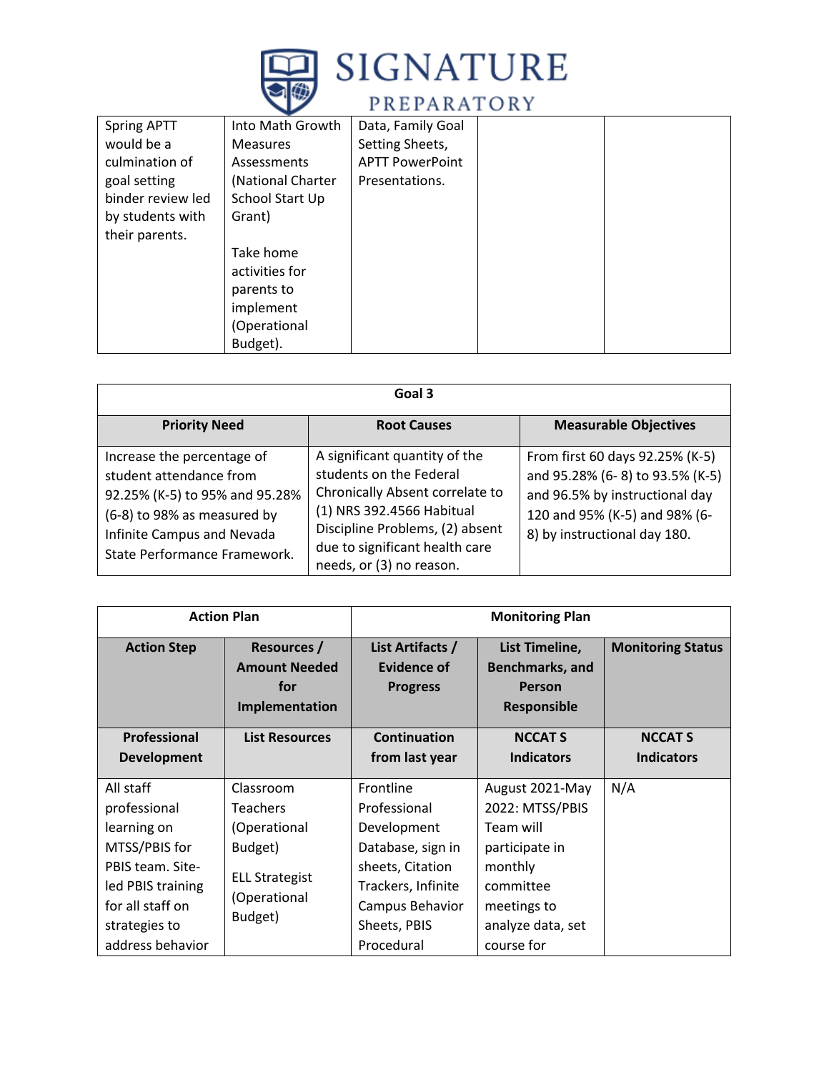| | | | | |
|---|---|---|---|---|
| Spring APTT would be a culmination of goal setting binder review led by students with their parents. | Into Math Growth Measures Assessments (National Charter School Start Up Grant)<br><br>Take home activities for parents to implement (Operational Budget). | Data, Family Goal Setting Sheets, APTT PowerPoint Presentations. | | |

| Goal 3 | | |
|---|---|---|
| **Priority Need** | **Root Causes** | **Measurable Objectives** |
| Increase the percentage of student attendance from 92.25% (K-5) to 95% and 95.28% (6-8) to 98% as measured by Infinite Campus and Nevada State Performance Framework. | A significant quantity of the students on the Federal Chronically Absent correlate to (1) NRS 392.4566 Habitual Discipline Problems, (2) absent due to significant health care needs, or (3) no reason. | From first 60 days 92.25% (K-5) and 95.28% (6- 8) to 93.5% (K-5) and 96.5% by instructional day 120 and 95% (K-5) and 98% (6-8) by instructional day 180. |

| Action Plan | | Monitoring Plan | | |
|---|---|---|---|---|
| **Action Step** | **Resources / Amount Needed for Implementation** | **List Artifacts / Evidence of Progress** | **List Timeline, Benchmarks, and Person Responsible** | **Monitoring Status** |
| **Professional Development** | **List Resources** | **Continuation from last year** | **NCCAT S Indicators** | **NCCAT S Indicators** |
| All staff professional learning on MTSS/PBIS for PBIS team. Site-led PBIS training for all staff on strategies to address behavior | Classroom Teachers (Operational Budget)<br><br>ELL Strategist (Operational Budget) | Frontline Professional Development Database, sign in sheets, Citation Trackers, Infinite Campus Behavior Sheets, PBIS Procedural | August 2021-May 2022: MTSS/PBIS Team will participate in monthly committee meetings to analyze data, set course for | N/A |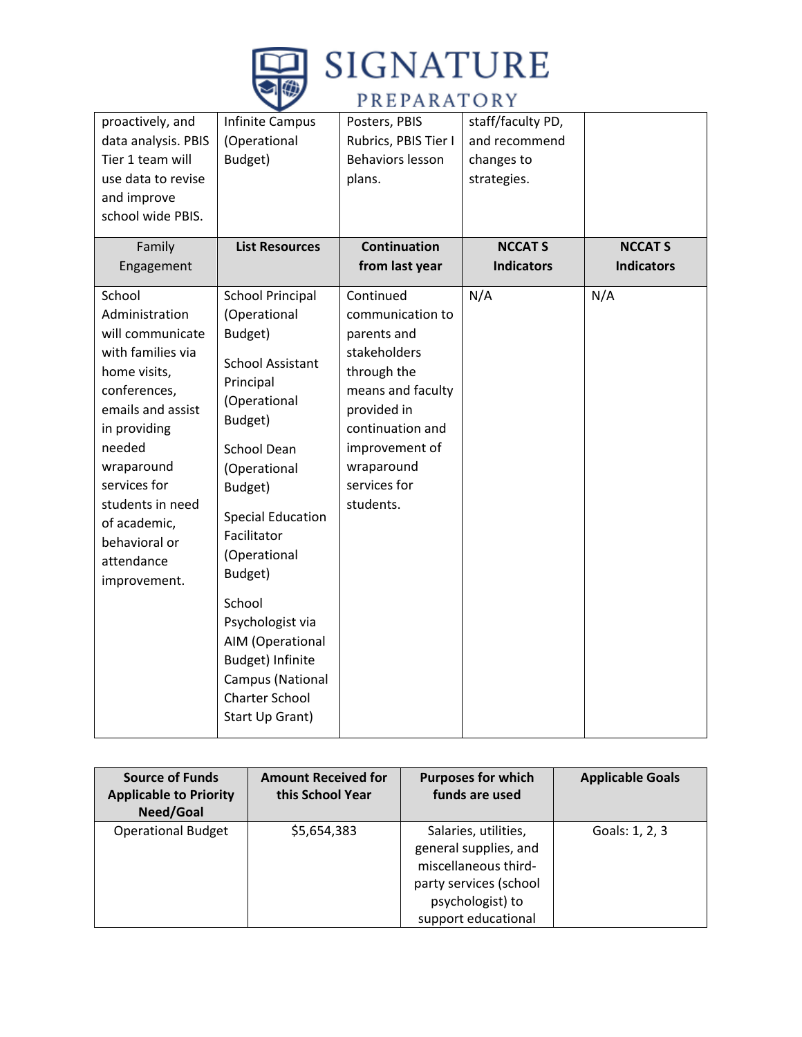| | | | | |
|---|---|---|---|---|
| proactively, and data analysis. PBIS Tier 1 team will use data to revise and improve school wide PBIS. | Infinite Campus (Operational Budget) | Posters, PBIS Rubrics, PBIS Tier I Behaviors lesson plans. | staff/faculty PD, and recommend changes to strategies. | |
| Family Engagement | **List Resources** | **Continuation from last year** | **NCCAT S Indicators** | **NCCAT S Indicators** |
| School Administration will communicate with families via home visits, conferences, emails and assist in providing needed wraparound services for students in need of academic, behavioral or attendance improvement. | School Principal (Operational Budget)<br><br>School Assistant Principal (Operational Budget)<br><br>School Dean (Operational Budget)<br><br>Special Education Facilitator (Operational Budget)<br><br>School Psychologist via AIM (Operational Budget) Infinite Campus (National Charter School Start Up Grant) | Continued communication to parents and stakeholders through the means and faculty provided in continuation and improvement of wraparound services for students. | N/A | N/A |

| Source of Funds Applicable to Priority Need/Goal | Amount Received for this School Year | Purposes for which funds are used | Applicable Goals |
|---|---|---|---|
| Operational Budget | $5,654,383 | Salaries, utilities, general supplies, and miscellaneous third-party services (school psychologist) to support educational | Goals: 1, 2, 3 |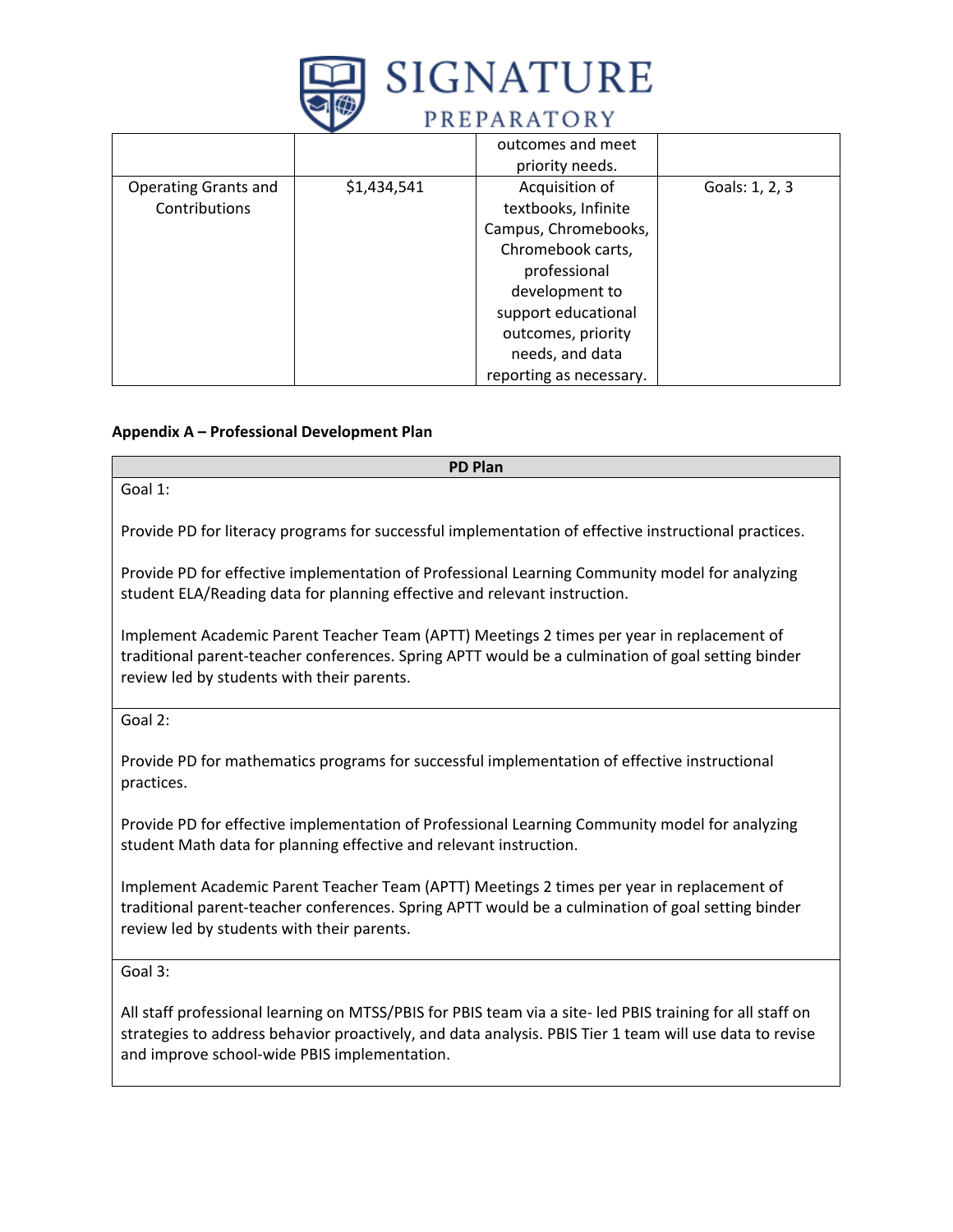| | | outcomes and meet priority needs. | |
|---|---|---|---|
| Operating Grants and Contributions | $1,434,541 | Acquisition of textbooks, Infinite Campus, Chromebooks, Chromebook carts, professional development to support educational outcomes, priority needs, and data reporting as necessary. | Goals: 1, 2, 3 |

**Appendix A – Professional Development Plan**

| PD Plan |
|---|
| Goal 1:<br><br>Provide PD for literacy programs for successful implementation of effective instructional practices.<br><br>Provide PD for effective implementation of Professional Learning Community model for analyzing student ELA/Reading data for planning effective and relevant instruction.<br><br>Implement Academic Parent Teacher Team (APTT) Meetings 2 times per year in replacement of traditional parent-teacher conferences. Spring APTT would be a culmination of goal setting binder review led by students with their parents. |
| Goal 2:<br><br>Provide PD for mathematics programs for successful implementation of effective instructional practices.<br><br>Provide PD for effective implementation of Professional Learning Community model for analyzing student Math data for planning effective and relevant instruction.<br><br>Implement Academic Parent Teacher Team (APTT) Meetings 2 times per year in replacement of traditional parent-teacher conferences. Spring APTT would be a culmination of goal setting binder review led by students with their parents. |
| Goal 3:<br><br>All staff professional learning on MTSS/PBIS for PBIS team via a site- led PBIS training for all staff on strategies to address behavior proactively, and data analysis. PBIS Tier 1 team will use data to revise and improve school-wide PBIS implementation. |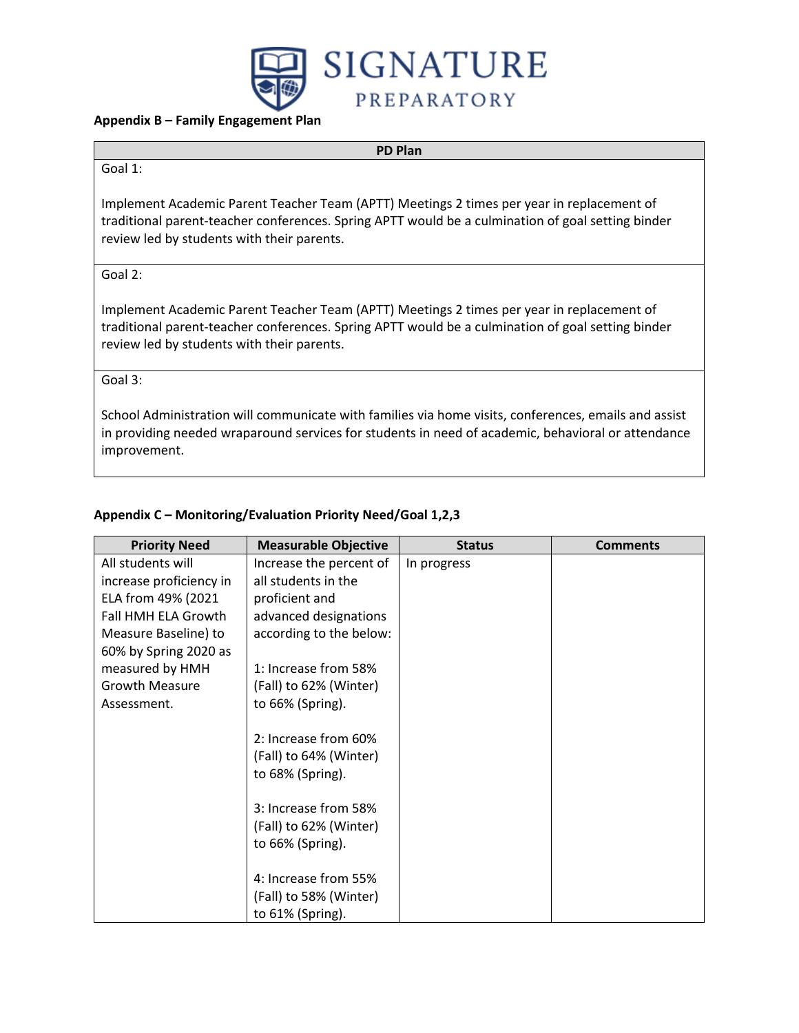**Appendix B – Family Engagement Plan**

| PD Plan |
|---|
| Goal 1:<br><br>Implement Academic Parent Teacher Team (APTT) Meetings 2 times per year in replacement of traditional parent-teacher conferences. Spring APTT would be a culmination of goal setting binder review led by students with their parents. |
| Goal 2:<br><br>Implement Academic Parent Teacher Team (APTT) Meetings 2 times per year in replacement of traditional parent-teacher conferences. Spring APTT would be a culmination of goal setting binder review led by students with their parents. |
| Goal 3:<br><br>School Administration will communicate with families via home visits, conferences, emails and assist in providing needed wraparound services for students in need of academic, behavioral or attendance improvement. |

**Appendix C – Monitoring/Evaluation Priority Need/Goal 1,2,3**

| Priority Need | Measurable Objective | Status | Comments |
|---|---|---|---|
| All students will increase proficiency in ELA from 49% (2021 Fall HMH ELA Growth Measure Baseline) to 60% by Spring 2020 as measured by HMH Growth Measure Assessment. | Increase the percent of all students in the proficient and advanced designations according to the below:<br><br>1: Increase from 58% (Fall) to 62% (Winter) to 66% (Spring).<br><br>2: Increase from 60% (Fall) to 64% (Winter) to 68% (Spring).<br><br>3: Increase from 58% (Fall) to 62% (Winter) to 66% (Spring).<br><br>4: Increase from 55% (Fall) to 58% (Winter) to 61% (Spring). | In progress | |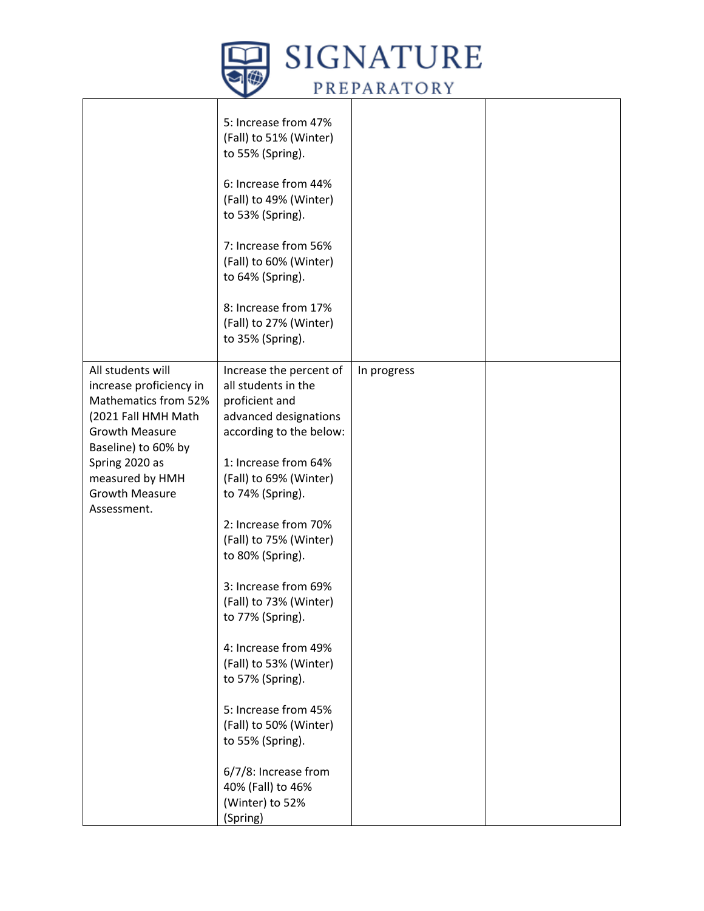| | | | |
|---|---|---|---|
| | 5: Increase from 47% (Fall) to 51% (Winter) to 55% (Spring).<br><br>6: Increase from 44% (Fall) to 49% (Winter) to 53% (Spring).<br><br>7: Increase from 56% (Fall) to 60% (Winter) to 64% (Spring).<br><br>8: Increase from 17% (Fall) to 27% (Winter) to 35% (Spring). | | |
| All students will increase proficiency in Mathematics from 52% (2021 Fall HMH Math Growth Measure Baseline) to 60% by Spring 2020 as measured by HMH Growth Measure Assessment. | Increase the percent of all students in the proficient and advanced designations according to the below:<br><br>1: Increase from 64% (Fall) to 69% (Winter) to 74% (Spring).<br><br>2: Increase from 70% (Fall) to 75% (Winter) to 80% (Spring).<br><br>3: Increase from 69% (Fall) to 73% (Winter) to 77% (Spring).<br><br>4: Increase from 49% (Fall) to 53% (Winter) to 57% (Spring).<br><br>5: Increase from 45% (Fall) to 50% (Winter) to 55% (Spring).<br><br>6/7/8: Increase from 40% (Fall) to 46% (Winter) to 52% (Spring) | In progress | |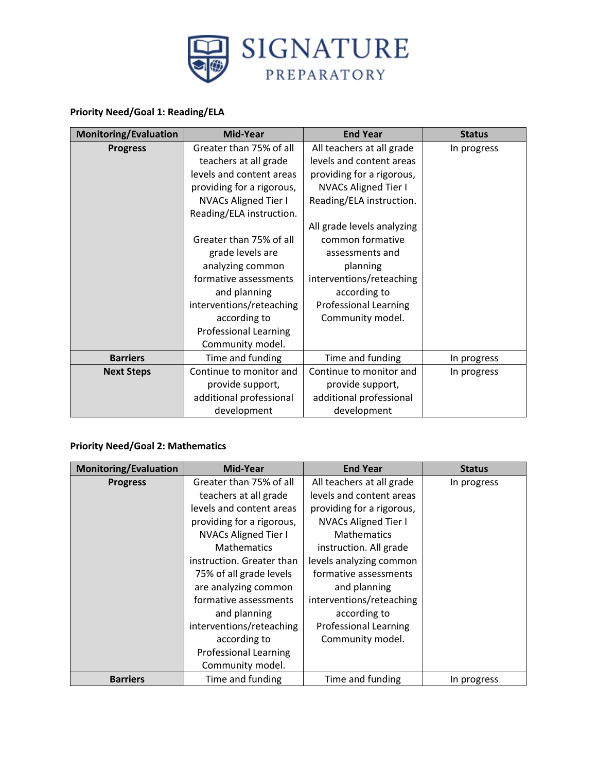**Priority Need/Goal 1: Reading/ELA**

| Monitoring/Evaluation | Mid-Year | End Year | Status |
|---|---|---|---|
| **Progress** | Greater than 75% of all teachers at all grade levels and content areas providing for a rigorous, NVACs Aligned Tier I Reading/ELA instruction.<br><br>Greater than 75% of all grade levels are analyzing common formative assessments and planning interventions/reteaching according to Professional Learning Community model. | All teachers at all grade levels and content areas providing for a rigorous, NVACs Aligned Tier I Reading/ELA instruction.<br><br>All grade levels analyzing common formative assessments and planning interventions/reteaching according to Professional Learning Community model. | In progress |
| **Barriers** | Time and funding | Time and funding | In progress |
| **Next Steps** | Continue to monitor and provide support, additional professional development | Continue to monitor and provide support, additional professional development | In progress |

**Priority Need/Goal 2: Mathematics**

| Monitoring/Evaluation | Mid-Year | End Year | Status |
|---|---|---|---|
| **Progress** | Greater than 75% of all teachers at all grade levels and content areas providing for a rigorous, NVACs Aligned Tier I Mathematics instruction. Greater than 75% of all grade levels are analyzing common formative assessments and planning interventions/reteaching according to Professional Learning Community model. | All teachers at all grade levels and content areas providing for a rigorous, NVACs Aligned Tier I Mathematics instruction. All grade levels analyzing common formative assessments and planning interventions/reteaching according to Professional Learning Community model. | In progress |
| **Barriers** | Time and funding | Time and funding | In progress |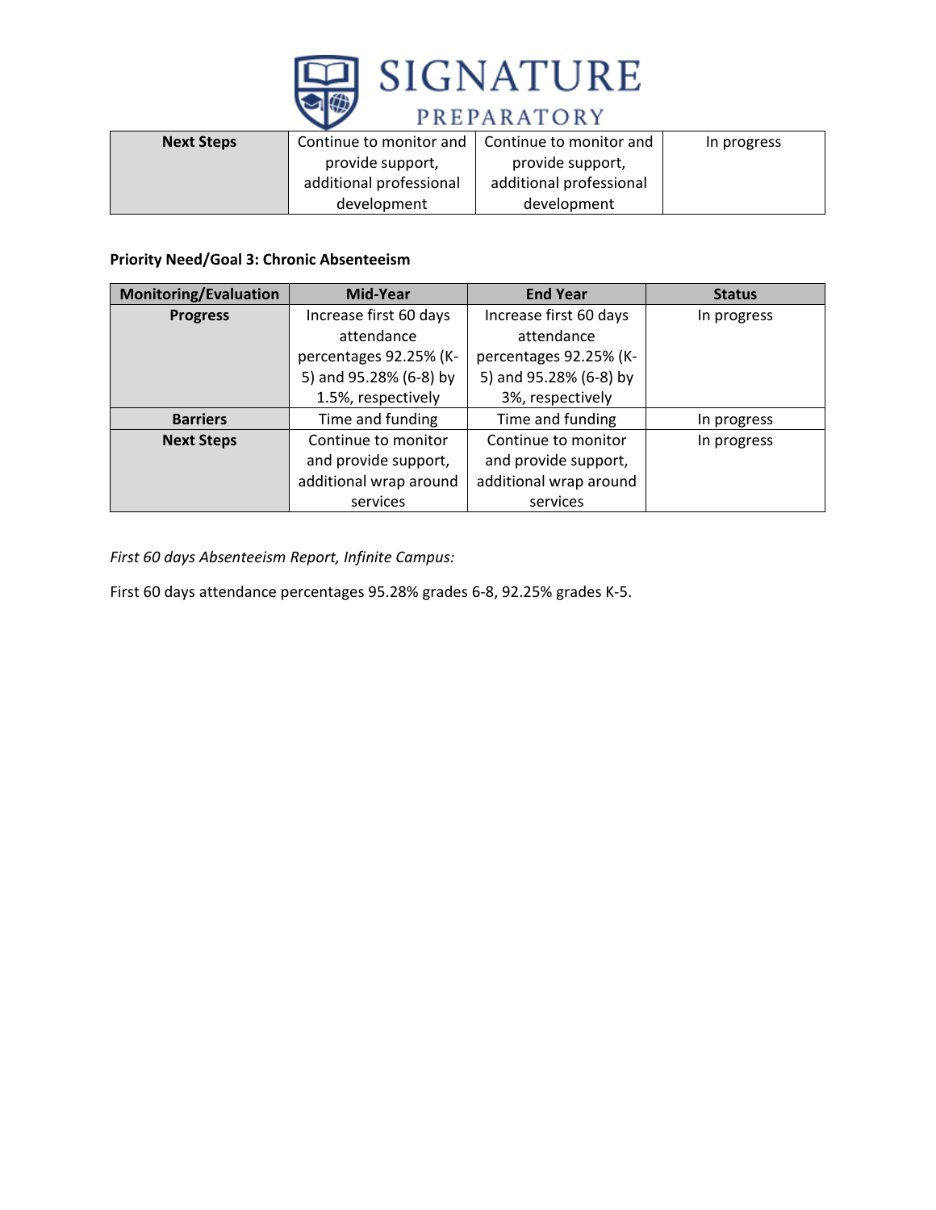| | | | |
|---|---|---|---|
| **Next Steps** | Continue to monitor and provide support, additional professional development | Continue to monitor and provide support, additional professional development | In progress |

**Priority Need/Goal 3: Chronic Absenteeism**

| Monitoring/Evaluation | Mid-Year | End Year | Status |
|---|---|---|---|
| **Progress** | Increase first 60 days attendance percentages 92.25% (K-5) and 95.28% (6-8) by 1.5%, respectively | Increase first 60 days attendance percentages 92.25% (K-5) and 95.28% (6-8) by 3%, respectively | In progress |
| **Barriers** | Time and funding | Time and funding | In progress |
| **Next Steps** | Continue to monitor and provide support, additional wrap around services | Continue to monitor and provide support, additional wrap around services | In progress |

*First 60 days Absenteeism Report, Infinite Campus:*

First 60 days attendance percentages 95.28% grades 6-8, 92.25% grades K-5.